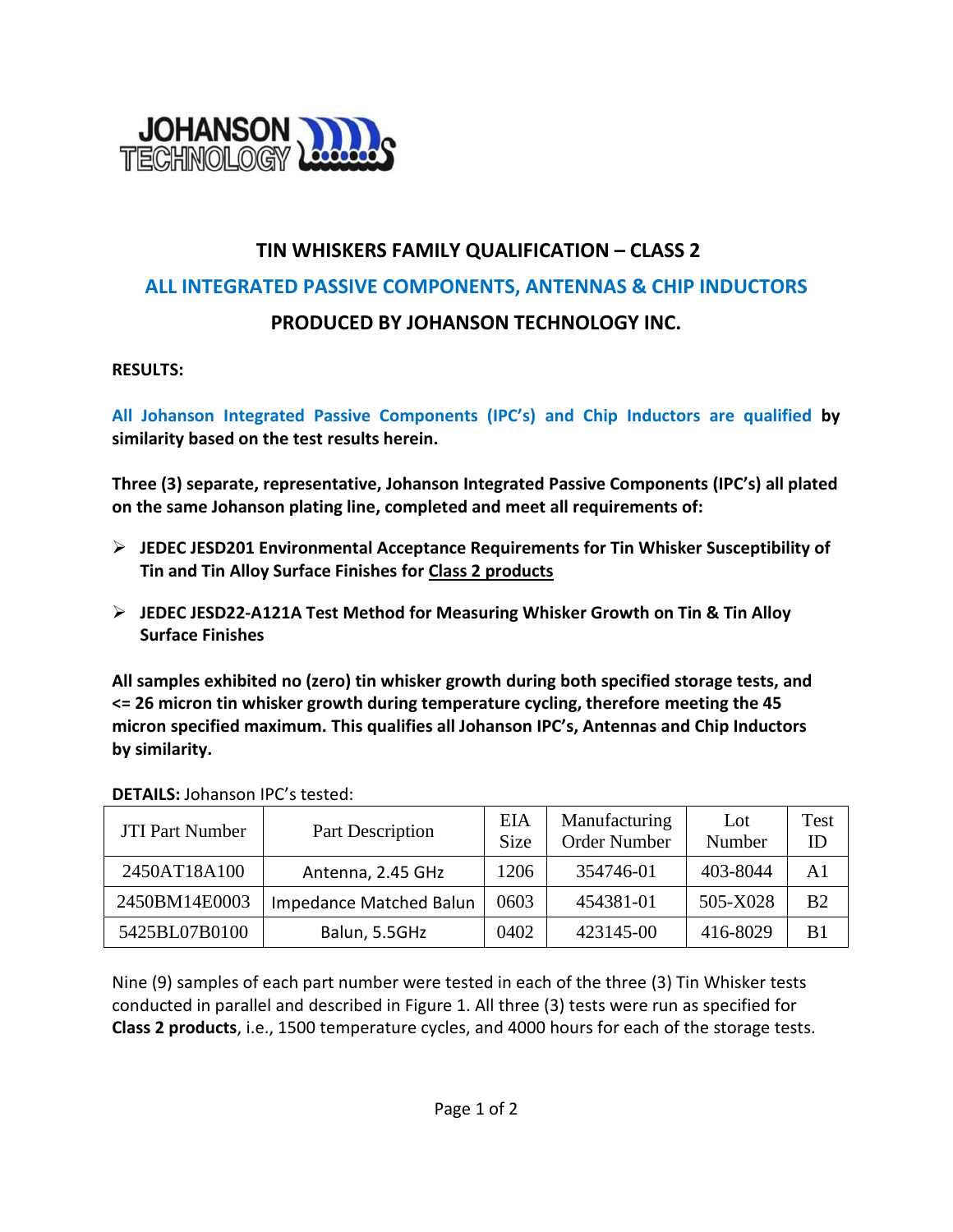# TIN WHISKERS FAMILY QUALIFICATION – CLASS 2

## ALL INTEGRATED PASSIVE COMPONENTS, ANTENNAS & CHIP INDUCTORS

## PRODUCED BY JOHANSON TECHNOLOGY INC.

**RESULTS:**

**All Johanson Integrated Passive Components (IPC's) and Chip Inductors are qualified by similarity based on the test results herein.**

**Three (3) separate, representative, Johanson Integrated Passive Components (IPC's) all plated on the same Johanson plating line, completed and meet all requirements of:**

- **JEDEC JESD201 Environmental Acceptance Requirements for Tin Whisker Susceptibility of Tin and Tin Alloy Surface Finishes for Class 2 products**
- **JEDEC JESD22-A121A Test Method for Measuring Whisker Growth on Tin & Tin Alloy Surface Finishes**

**All samples exhibited no (zero) tin whisker growth during both specified storage tests, and <= 26 micron tin whisker growth during temperature cycling, therefore meeting the 45 micron specified maximum. This qualifies all Johanson IPC's, Antennas and Chip Inductors by similarity.**

**DETAILS:** Johanson IPC's tested:

| JTI Part Number | Part Description | EIA Size | Manufacturing Order Number | Lot Number | Test ID |
|---|---|---|---|---|---|
| 2450AT18A100 | Antenna, 2.45 GHz | 1206 | 354746-01 | 403-8044 | A1 |
| 2450BM14E0003 | Impedance Matched Balun | 0603 | 454381-01 | 505-X028 | B2 |
| 5425BL07B0100 | Balun, 5.5GHz | 0402 | 423145-00 | 416-8029 | B1 |

Nine (9) samples of each part number were tested in each of the three (3) Tin Whisker tests conducted in parallel and described in Figure 1. All three (3) tests were run as specified for **Class 2 products**, i.e., 1500 temperature cycles, and 4000 hours for each of the storage tests.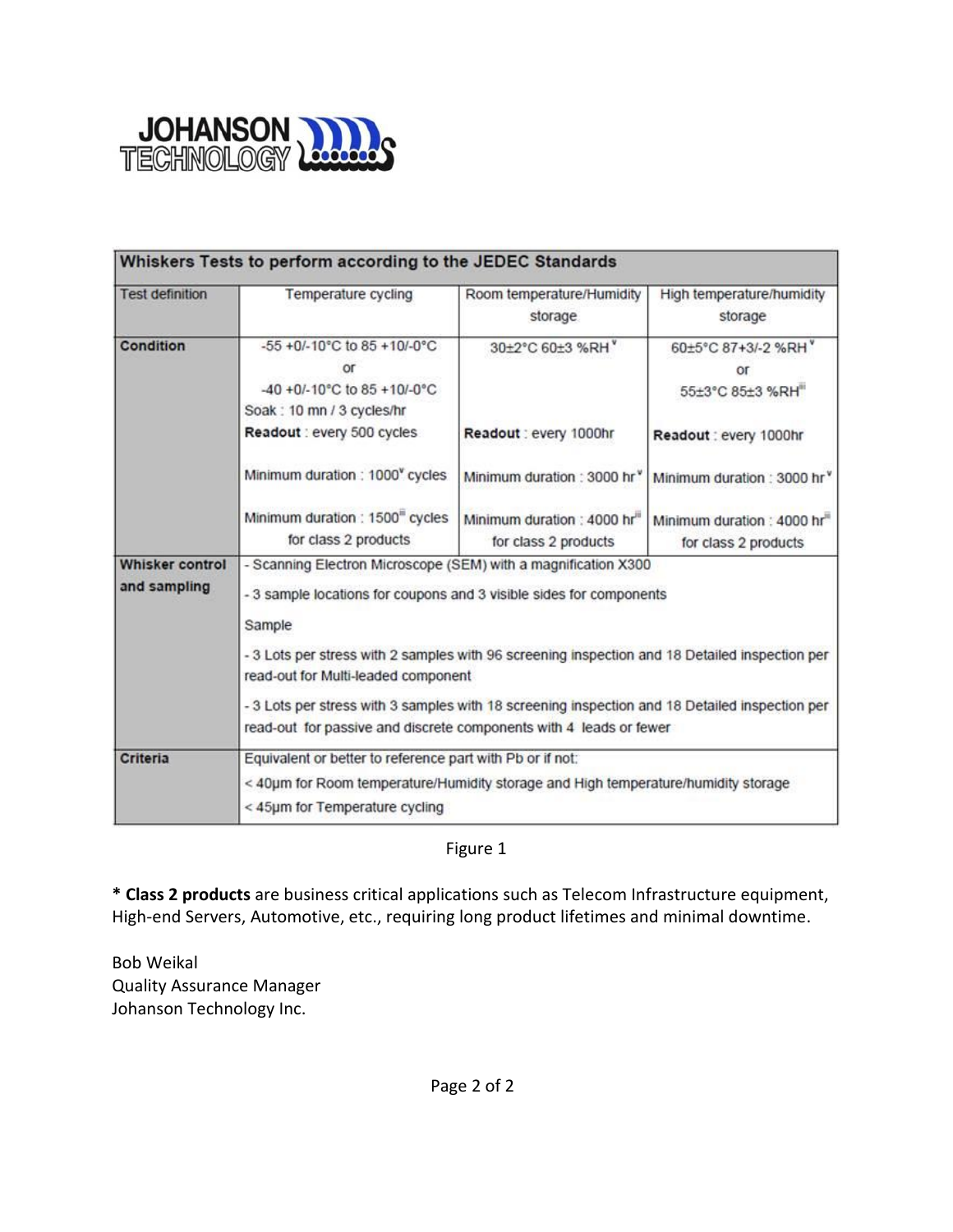| Whiskers Tests to perform according to the JEDEC Standards | | | |
|---|---|---|---|
| Test definition | Temperature cycling | Room temperature/Humidity storage | High temperature/humidity storage |
| **Condition** | -55 +0/-10°C to 85 +10/-0°C<br>or<br>-40 +0/-10°C to 85 +10/-0°C<br>Soak : 10 mn / 3 cycles/hr | 30±2°C 60±3 %RH[v] | 60±5°C 87+3/-2 %RH[v]<br>or<br>55±3°C 85±3 %RH[iii] |
| | **Readout** : every 500 cycles | **Readout** : every 1000hr | **Readout** : every 1000hr |
| | Minimum duration : 1000[v] cycles | Minimum duration : 3000 hr[v] | Minimum duration : 3000 hr[v] |
| | Minimum duration : 1500[iii] cycles for class 2 products | Minimum duration : 4000 hr[iii] for class 2 products | Minimum duration : 4000 hr[iii] for class 2 products |
| **Whisker control and sampling** | - Scanning Electron Microscope (SEM) with a magnification X300<br>- 3 sample locations for coupons and 3 visible sides for components<br>Sample<br>- 3 Lots per stress with 2 samples with 96 screening inspection and 18 Detailed inspection per read-out for Multi-leaded component<br>- 3 Lots per stress with 3 samples with 18 screening inspection and 18 Detailed inspection per read-out for passive and discrete components with 4 leads or fewer | | |
| **Criteria** | Equivalent or better to reference part with Pb or if not:<br>< 40µm for Room temperature/Humidity storage and High temperature/humidity storage<br>< 45µm for Temperature cycling | | |

Figure 1

* **Class 2 products** are business critical applications such as Telecom Infrastructure equipment, High-end Servers, Automotive, etc., requiring long product lifetimes and minimal downtime.

Bob Weikal
Quality Assurance Manager
Johanson Technology Inc.